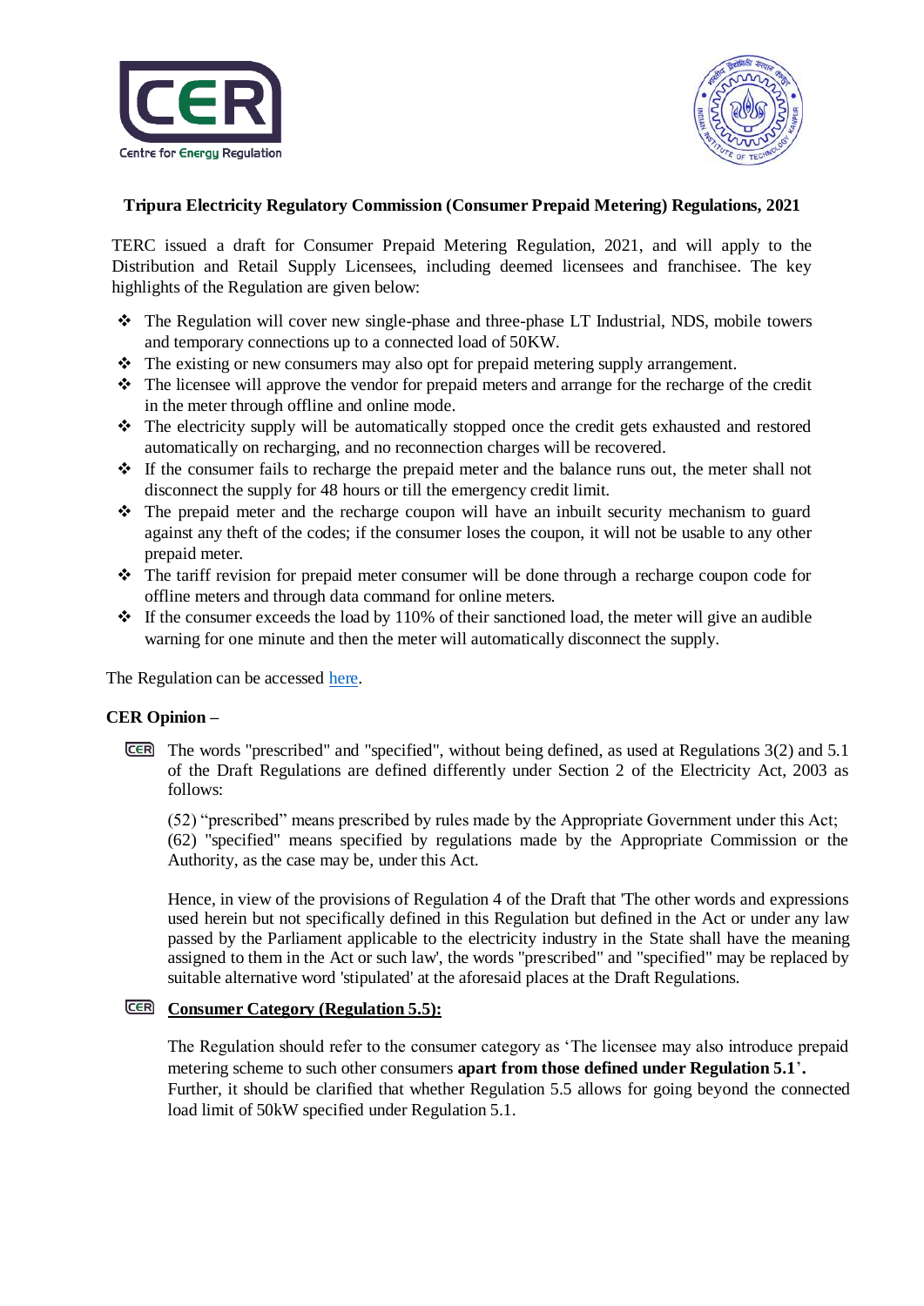**Tripura Electricity Regulatory Commission (Consumer Prepaid Metering) Regulations, 2021**

TERC issued a draft for Consumer Prepaid Metering Regulation, 2021, and will apply to the Distribution and Retail Supply Licensees, including deemed licensees and franchisee. The key highlights of the Regulation are given below:

- The Regulation will cover new single-phase and three-phase LT Industrial, NDS, mobile towers and temporary connections up to a connected load of 50KW.
- The existing or new consumers may also opt for prepaid metering supply arrangement.
- The licensee will approve the vendor for prepaid meters and arrange for the recharge of the credit in the meter through offline and online mode.
- The electricity supply will be automatically stopped once the credit gets exhausted and restored automatically on recharging, and no reconnection charges will be recovered.
- If the consumer fails to recharge the prepaid meter and the balance runs out, the meter shall not disconnect the supply for 48 hours or till the emergency credit limit.
- The prepaid meter and the recharge coupon will have an inbuilt security mechanism to guard against any theft of the codes; if the consumer loses the coupon, it will not be usable to any other prepaid meter.
- The tariff revision for prepaid meter consumer will be done through a recharge coupon code for offline meters and through data command for online meters.
- If the consumer exceeds the load by 110% of their sanctioned load, the meter will give an audible warning for one minute and then the meter will automatically disconnect the supply.

The Regulation can be accessed here.

**CER Opinion –**

- The words "prescribed" and "specified", without being defined, as used at Regulations 3(2) and 5.1 of the Draft Regulations are defined differently under Section 2 of the Electricity Act, 2003 as follows:

  (52) "prescribed" means prescribed by rules made by the Appropriate Government under this Act;
  (62) "specified" means specified by regulations made by the Appropriate Commission or the Authority, as the case may be, under this Act.

  Hence, in view of the provisions of Regulation 4 of the Draft that 'The other words and expressions used herein but not specifically defined in this Regulation but defined in the Act or under any law passed by the Parliament applicable to the electricity industry in the State shall have the meaning assigned to them in the Act or such law', the words "prescribed" and "specified" may be replaced by suitable alternative word 'stipulated' at the aforesaid places at the Draft Regulations.

- **Consumer Category (Regulation 5.5):**

  The Regulation should refer to the consumer category as 'The licensee may also introduce prepaid metering scheme to such other consumers **apart from those defined under Regulation 5.1**'**.**
  Further, it should be clarified that whether Regulation 5.5 allows for going beyond the connected load limit of 50kW specified under Regulation 5.1.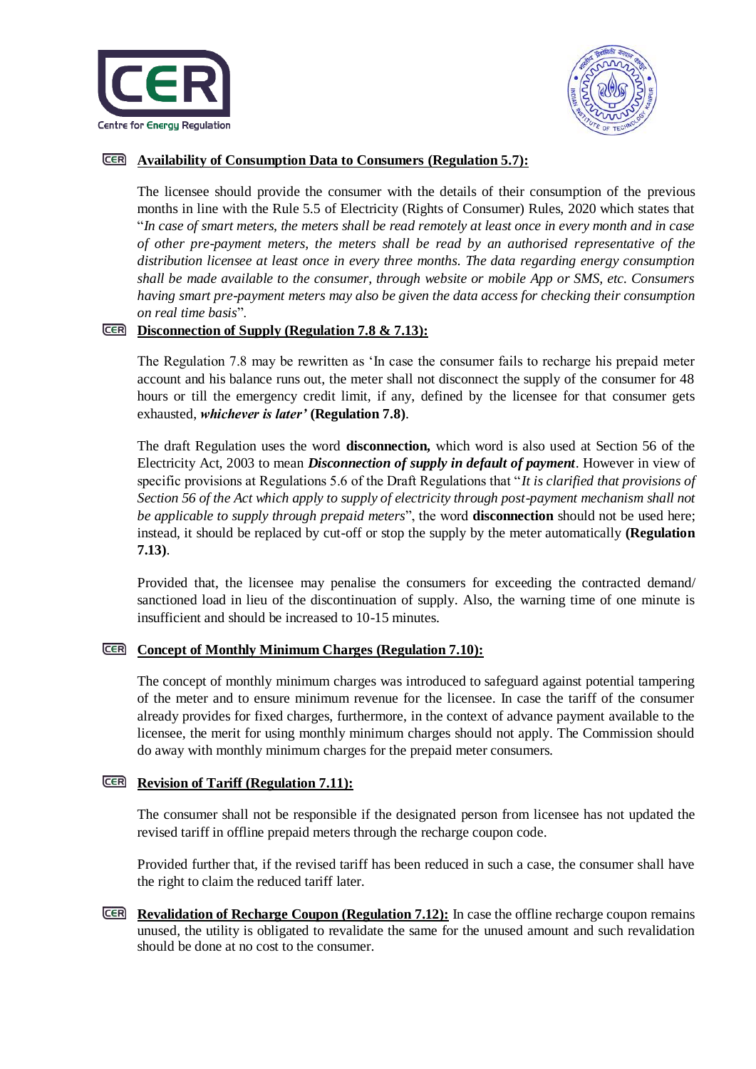**Availability of Consumption Data to Consumers (Regulation 5.7):**

The licensee should provide the consumer with the details of their consumption of the previous months in line with the Rule 5.5 of Electricity (Rights of Consumer) Rules, 2020 which states that "*In case of smart meters, the meters shall be read remotely at least once in every month and in case of other pre-payment meters, the meters shall be read by an authorised representative of the distribution licensee at least once in every three months. The data regarding energy consumption shall be made available to the consumer, through website or mobile App or SMS, etc. Consumers having smart pre-payment meters may also be given the data access for checking their consumption on real time basis*".

**Disconnection of Supply (Regulation 7.8 & 7.13):**

The Regulation 7.8 may be rewritten as 'In case the consumer fails to recharge his prepaid meter account and his balance runs out, the meter shall not disconnect the supply of the consumer for 48 hours or till the emergency credit limit, if any, defined by the licensee for that consumer gets exhausted, ***whichever is later'*** **(Regulation 7.8)**.

The draft Regulation uses the word **disconnection,** which word is also used at Section 56 of the Electricity Act, 2003 to mean ***Disconnection of supply in default of payment***. However in view of specific provisions at Regulations 5.6 of the Draft Regulations that "*It is clarified that provisions of Section 56 of the Act which apply to supply of electricity through post-payment mechanism shall not be applicable to supply through prepaid meters*", the word **disconnection** should not be used here; instead, it should be replaced by cut-off or stop the supply by the meter automatically **(Regulation 7.13)**.

Provided that, the licensee may penalise the consumers for exceeding the contracted demand/ sanctioned load in lieu of the discontinuation of supply. Also, the warning time of one minute is insufficient and should be increased to 10-15 minutes.

**Concept of Monthly Minimum Charges (Regulation 7.10):**

The concept of monthly minimum charges was introduced to safeguard against potential tampering of the meter and to ensure minimum revenue for the licensee. In case the tariff of the consumer already provides for fixed charges, furthermore, in the context of advance payment available to the licensee, the merit for using monthly minimum charges should not apply. The Commission should do away with monthly minimum charges for the prepaid meter consumers.

**Revision of Tariff (Regulation 7.11):**

The consumer shall not be responsible if the designated person from licensee has not updated the revised tariff in offline prepaid meters through the recharge coupon code.

Provided further that, if the revised tariff has been reduced in such a case, the consumer shall have the right to claim the reduced tariff later.

**Revalidation of Recharge Coupon (Regulation 7.12):** In case the offline recharge coupon remains unused, the utility is obligated to revalidate the same for the unused amount and such revalidation should be done at no cost to the consumer.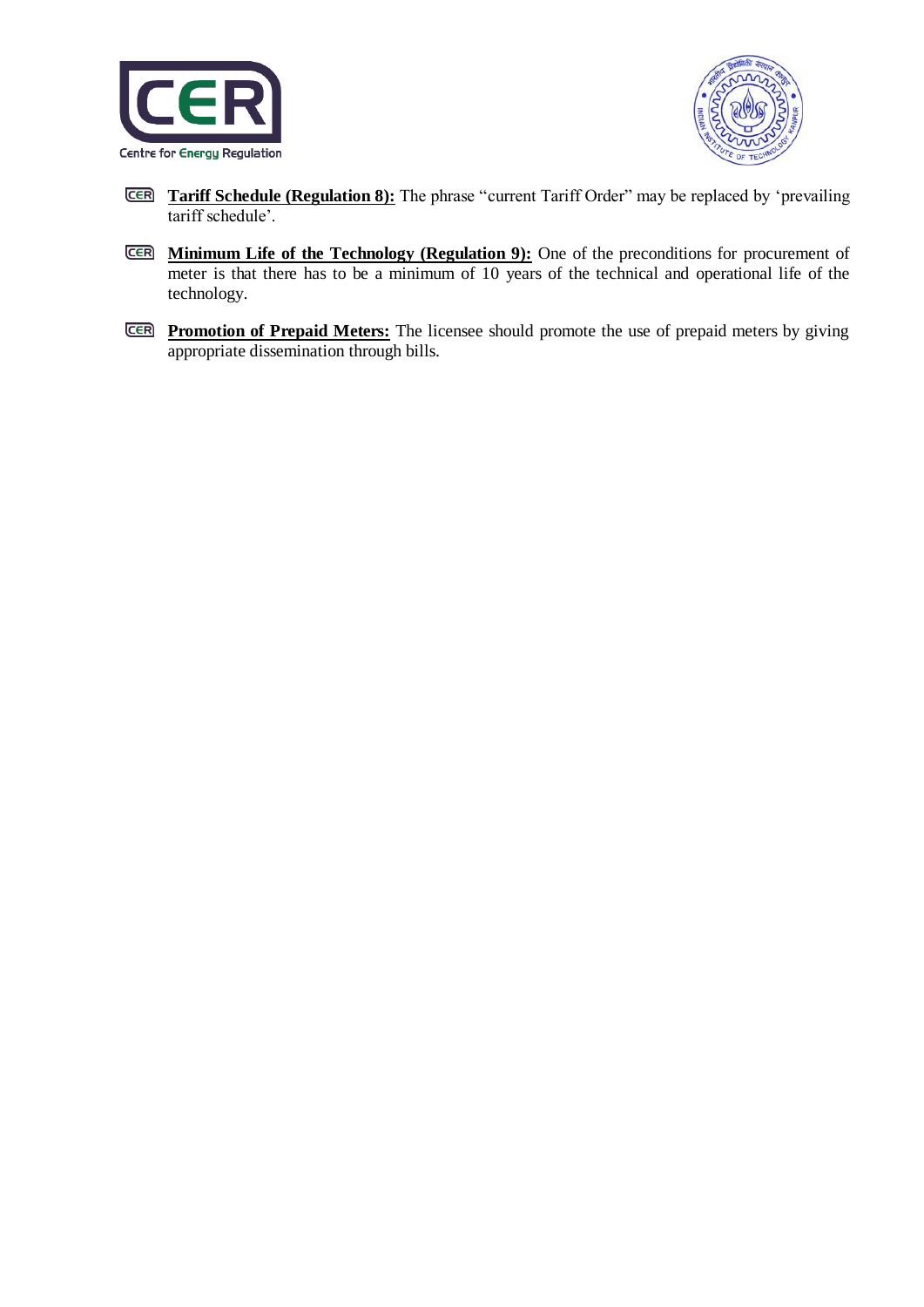- **Tariff Schedule (Regulation 8):** The phrase "current Tariff Order" may be replaced by 'prevailing tariff schedule'.
- **Minimum Life of the Technology (Regulation 9):** One of the preconditions for procurement of meter is that there has to be a minimum of 10 years of the technical and operational life of the technology.
- **Promotion of Prepaid Meters:** The licensee should promote the use of prepaid meters by giving appropriate dissemination through bills.